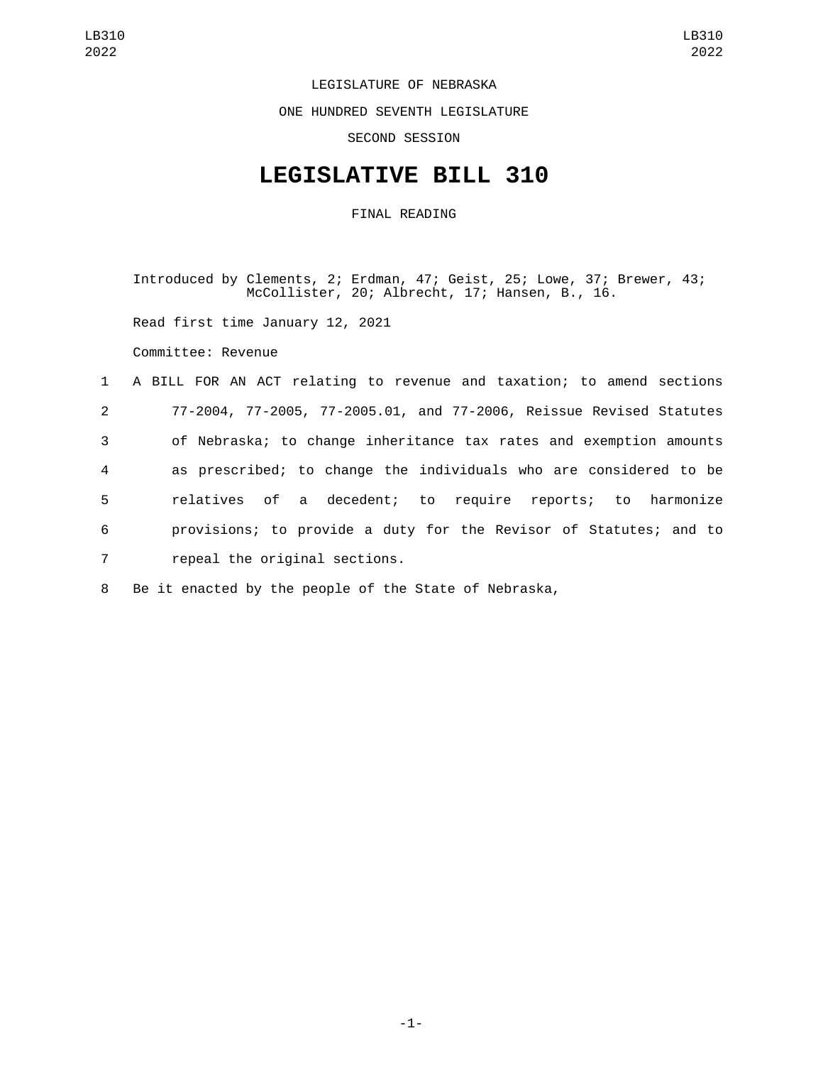LEGISLATURE OF NEBRASKA

ONE HUNDRED SEVENTH LEGISLATURE

SECOND SESSION

# LEGISLATIVE BILL 310

FINAL READING

Introduced by Clements, 2; Erdman, 47; Geist, 25; Lowe, 37; Brewer, 43; McCollister, 20; Albrecht, 17; Hansen, B., 16.

Read first time January 12, 2021

Committee: Revenue

A BILL FOR AN ACT relating to revenue and taxation; to amend sections 77-2004, 77-2005, 77-2005.01, and 77-2006, Reissue Revised Statutes of Nebraska; to change inheritance tax rates and exemption amounts as prescribed; to change the individuals who are considered to be relatives of a decedent; to require reports; to harmonize provisions; to provide a duty for the Revisor of Statutes; and to repeal the original sections.

Be it enacted by the people of the State of Nebraska,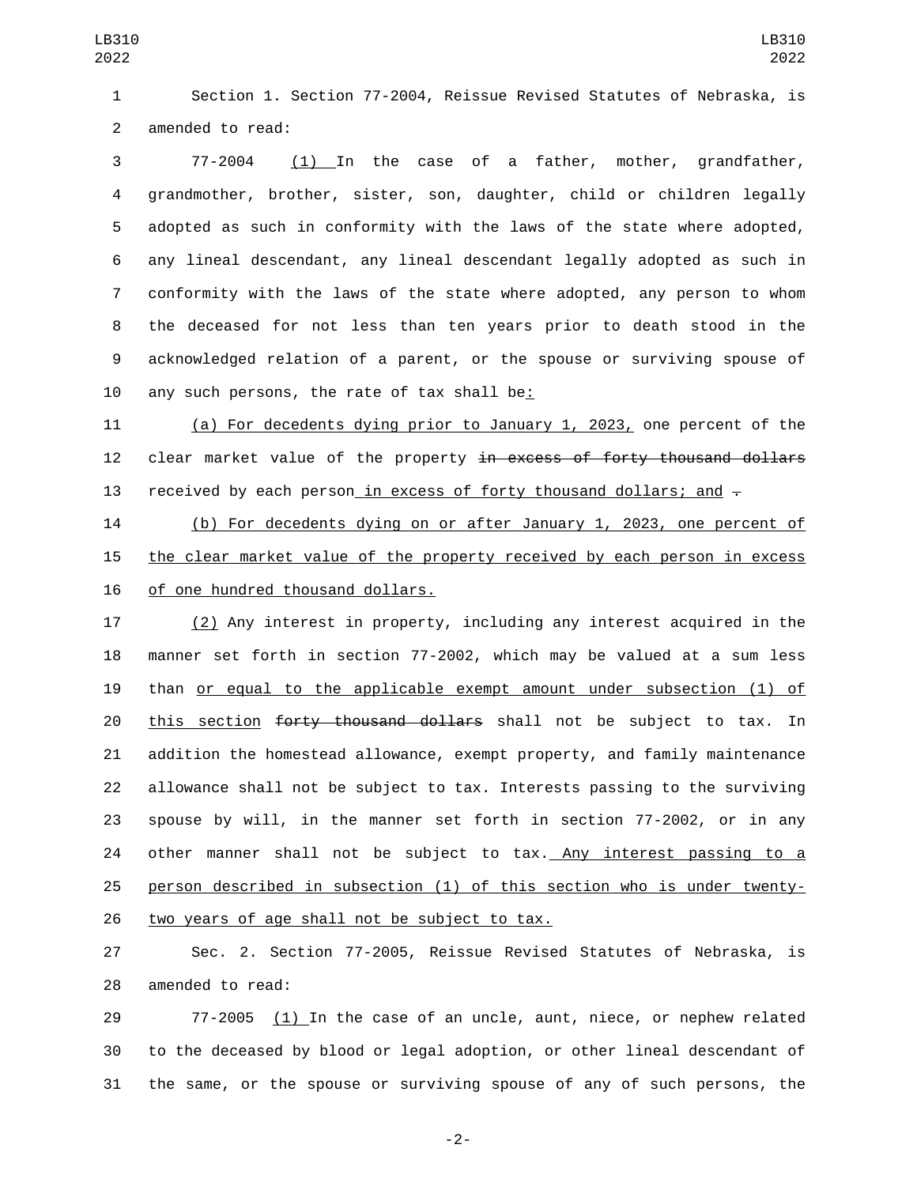Section 1. Section 77-2004, Reissue Revised Statutes of Nebraska, is amended to read:

77-2004 (1) In the case of a father, mother, grandfather, grandmother, brother, sister, son, daughter, child or children legally adopted as such in conformity with the laws of the state where adopted, any lineal descendant, any lineal descendant legally adopted as such in conformity with the laws of the state where adopted, any person to whom the deceased for not less than ten years prior to death stood in the acknowledged relation of a parent, or the spouse or surviving spouse of any such persons, the rate of tax shall be:

(a) For decedents dying prior to January 1, 2023, one percent of the clear market value of the property ~~in excess of forty thousand dollars~~ received by each person in excess of forty thousand dollars; and ~~.~~

(b) For decedents dying on or after January 1, 2023, one percent of the clear market value of the property received by each person in excess of one hundred thousand dollars.

(2) Any interest in property, including any interest acquired in the manner set forth in section 77-2002, which may be valued at a sum less than or equal to the applicable exempt amount under subsection (1) of this section ~~forty thousand dollars~~ shall not be subject to tax. In addition the homestead allowance, exempt property, and family maintenance allowance shall not be subject to tax. Interests passing to the surviving spouse by will, in the manner set forth in section 77-2002, or in any other manner shall not be subject to tax. Any interest passing to a person described in subsection (1) of this section who is under twenty-two years of age shall not be subject to tax.

Sec. 2. Section 77-2005, Reissue Revised Statutes of Nebraska, is amended to read:

77-2005 (1) In the case of an uncle, aunt, niece, or nephew related to the deceased by blood or legal adoption, or other lineal descendant of the same, or the spouse or surviving spouse of any of such persons, the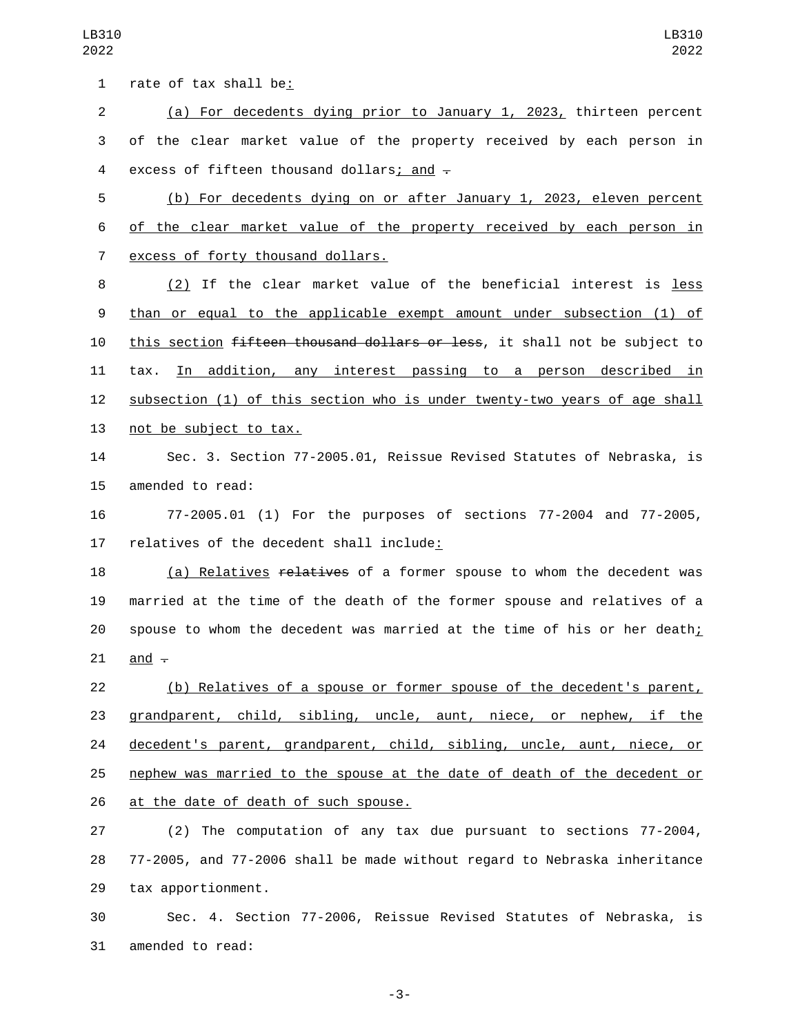rate of tax shall be:

(a) For decedents dying prior to January 1, 2023, thirteen percent of the clear market value of the property received by each person in excess of fifteen thousand dollars; and .

(b) For decedents dying on or after January 1, 2023, eleven percent of the clear market value of the property received by each person in excess of forty thousand dollars.

(2) If the clear market value of the beneficial interest is less than or equal to the applicable exempt amount under subsection (1) of this section ~~fifteen thousand dollars or less~~, it shall not be subject to tax. In addition, any interest passing to a person described in subsection (1) of this section who is under twenty-two years of age shall not be subject to tax.

Sec. 3. Section 77-2005.01, Reissue Revised Statutes of Nebraska, is amended to read:

77-2005.01 (1) For the purposes of sections 77-2004 and 77-2005, relatives of the decedent shall include:

(a) Relatives ~~relatives~~ of a former spouse to whom the decedent was married at the time of the death of the former spouse and relatives of a spouse to whom the decedent was married at the time of his or her death; and .

(b) Relatives of a spouse or former spouse of the decedent's parent, grandparent, child, sibling, uncle, aunt, niece, or nephew, if the decedent's parent, grandparent, child, sibling, uncle, aunt, niece, or nephew was married to the spouse at the date of death of the decedent or at the date of death of such spouse.

(2) The computation of any tax due pursuant to sections 77-2004, 77-2005, and 77-2006 shall be made without regard to Nebraska inheritance tax apportionment.

Sec. 4. Section 77-2006, Reissue Revised Statutes of Nebraska, is amended to read: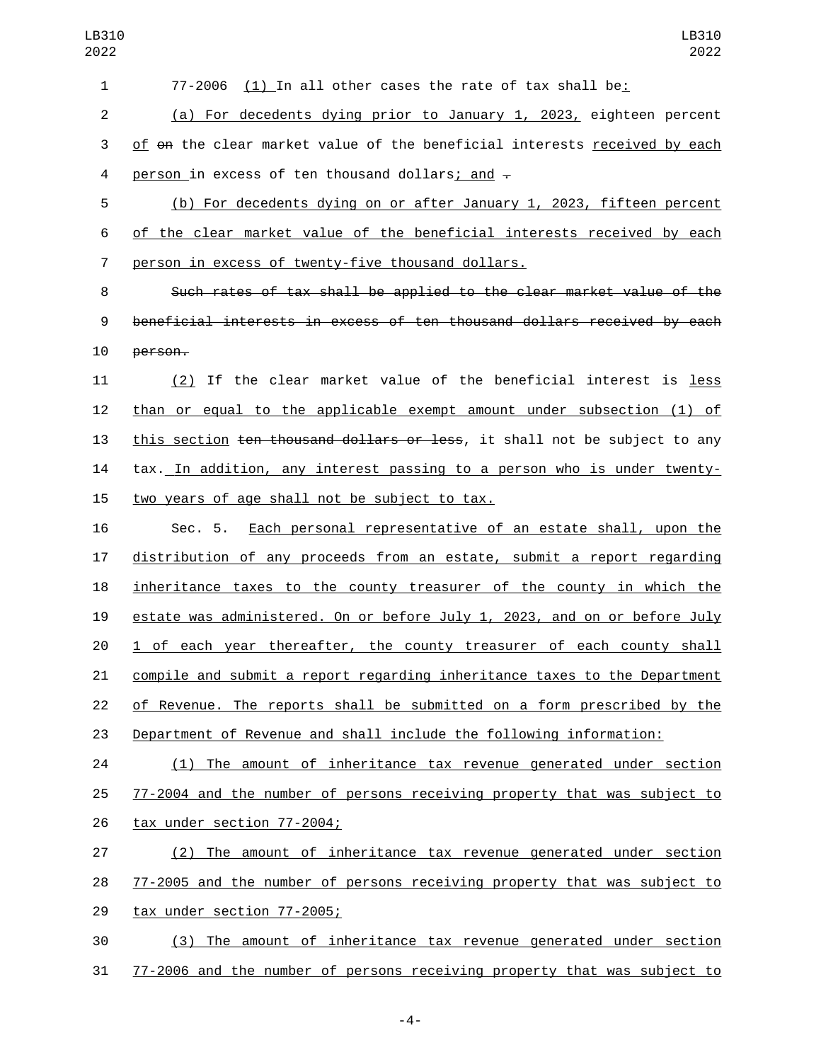77-2006 (1) In all other cases the rate of tax shall be:

(a) For decedents dying prior to January 1, 2023, eighteen percent of on the clear market value of the beneficial interests received by each person in excess of ten thousand dollars; and .

(b) For decedents dying on or after January 1, 2023, fifteen percent of the clear market value of the beneficial interests received by each person in excess of twenty-five thousand dollars.

~~Such rates of tax shall be applied to the clear market value of the beneficial interests in excess of ten thousand dollars received by each person.~~

(2) If the clear market value of the beneficial interest is less than or equal to the applicable exempt amount under subsection (1) of this section ~~ten thousand dollars or less~~, it shall not be subject to any tax. In addition, any interest passing to a person who is under twenty-two years of age shall not be subject to tax.

Sec. 5. Each personal representative of an estate shall, upon the distribution of any proceeds from an estate, submit a report regarding inheritance taxes to the county treasurer of the county in which the estate was administered. On or before July 1, 2023, and on or before July 1 of each year thereafter, the county treasurer of each county shall compile and submit a report regarding inheritance taxes to the Department of Revenue. The reports shall be submitted on a form prescribed by the Department of Revenue and shall include the following information:

(1) The amount of inheritance tax revenue generated under section 77-2004 and the number of persons receiving property that was subject to tax under section 77-2004;

(2) The amount of inheritance tax revenue generated under section 77-2005 and the number of persons receiving property that was subject to tax under section 77-2005;

(3) The amount of inheritance tax revenue generated under section 77-2006 and the number of persons receiving property that was subject to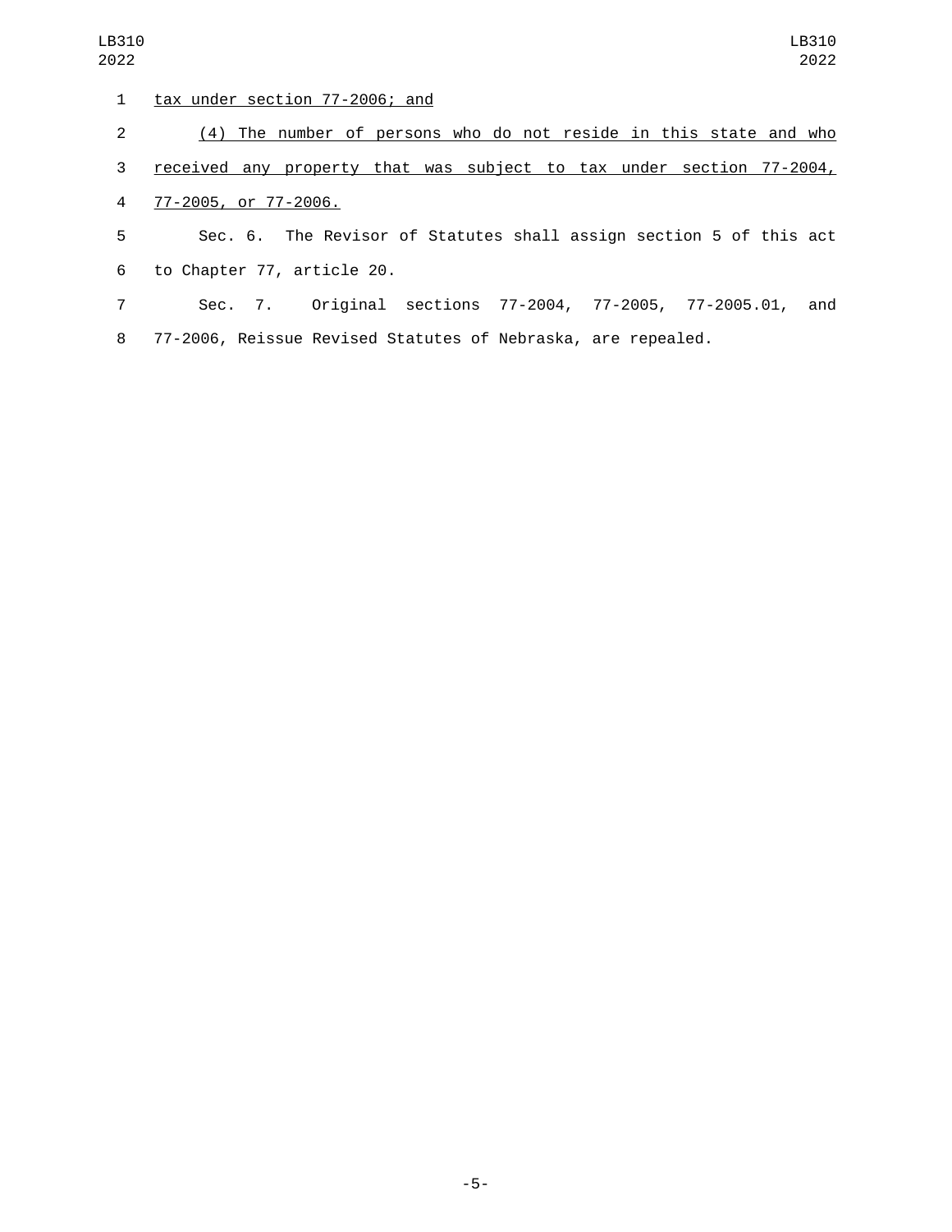tax under section 77-2006; and

(4) The number of persons who do not reside in this state and who received any property that was subject to tax under section 77-2004, 77-2005, or 77-2006.

Sec. 6. The Revisor of Statutes shall assign section 5 of this act to Chapter 77, article 20.

Sec. 7. Original sections 77-2004, 77-2005, 77-2005.01, and 77-2006, Reissue Revised Statutes of Nebraska, are repealed.